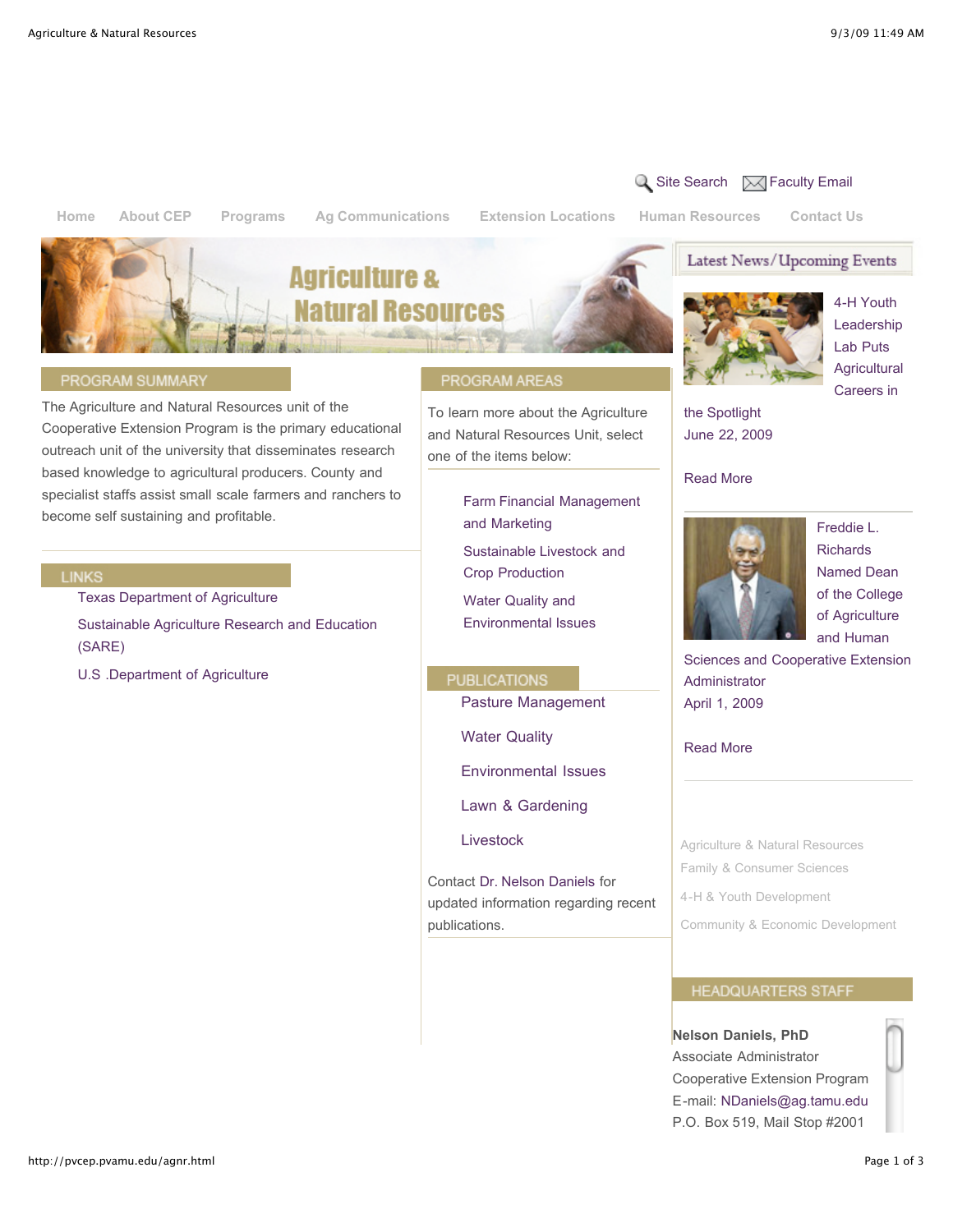Site Search | Faculty Email

Home | About CEP | Programs | Ag Communications | Extension Locations | Human Resources | Contact Us

# Agriculture & Natural Resources

## PROGRAM SUMMARY

The Agriculture and Natural Resources unit of the Cooperative Extension Program is the primary educational outreach unit of the university that disseminates research based knowledge to agricultural producers. County and specialist staffs assist small scale farmers and ranchers to become self sustaining and profitable.

## LINKS

- Texas Department of Agriculture
- Sustainable Agriculture Research and Education (SARE)
- U.S .Department of Agriculture

## PROGRAM AREAS

To learn more about the Agriculture and Natural Resources Unit, select one of the items below:

- Farm Financial Management and Marketing
- Sustainable Livestock and Crop Production
- Water Quality and Environmental Issues

## PUBLICATIONS

- Pasture Management
- Water Quality
- Environmental Issues
- Lawn & Gardening
- Livestock

Contact Dr. Nelson Daniels for updated information regarding recent publications.

## Latest News/Upcoming Events

4-H Youth Leadership Lab Puts Agricultural Careers in the Spotlight
June 22, 2009

Read More

Freddie L. Richards Named Dean of the College of Agriculture and Human Sciences and Cooperative Extension Administrator
April 1, 2009

Read More

- Agriculture & Natural Resources
- Family & Consumer Sciences
- 4-H & Youth Development
- Community & Economic Development

## HEADQUARTERS STAFF

**Nelson Daniels, PhD**
Associate Administrator
Cooperative Extension Program
E-mail: NDaniels@ag.tamu.edu
P.O. Box 519, Mail Stop #2001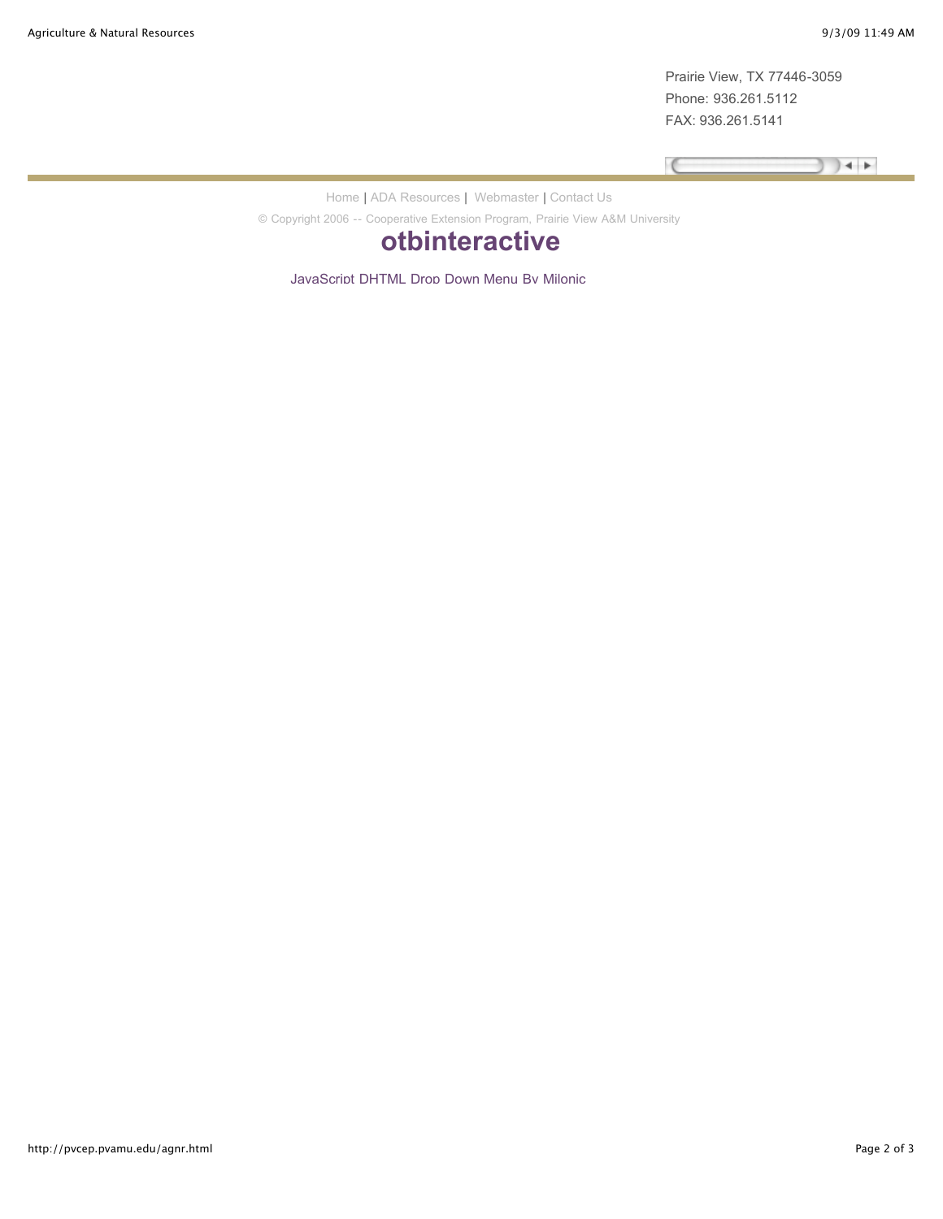Prairie View, TX 77446-3059
Phone: 936.261.5112
FAX: 936.261.5141

Home | ADA Resources | Webmaster | Contact Us

© Copyright 2006 -- Cooperative Extension Program, Prairie View A&M University

**otbinteractive**

JavaScript DHTML Drop Down Menu By Milonic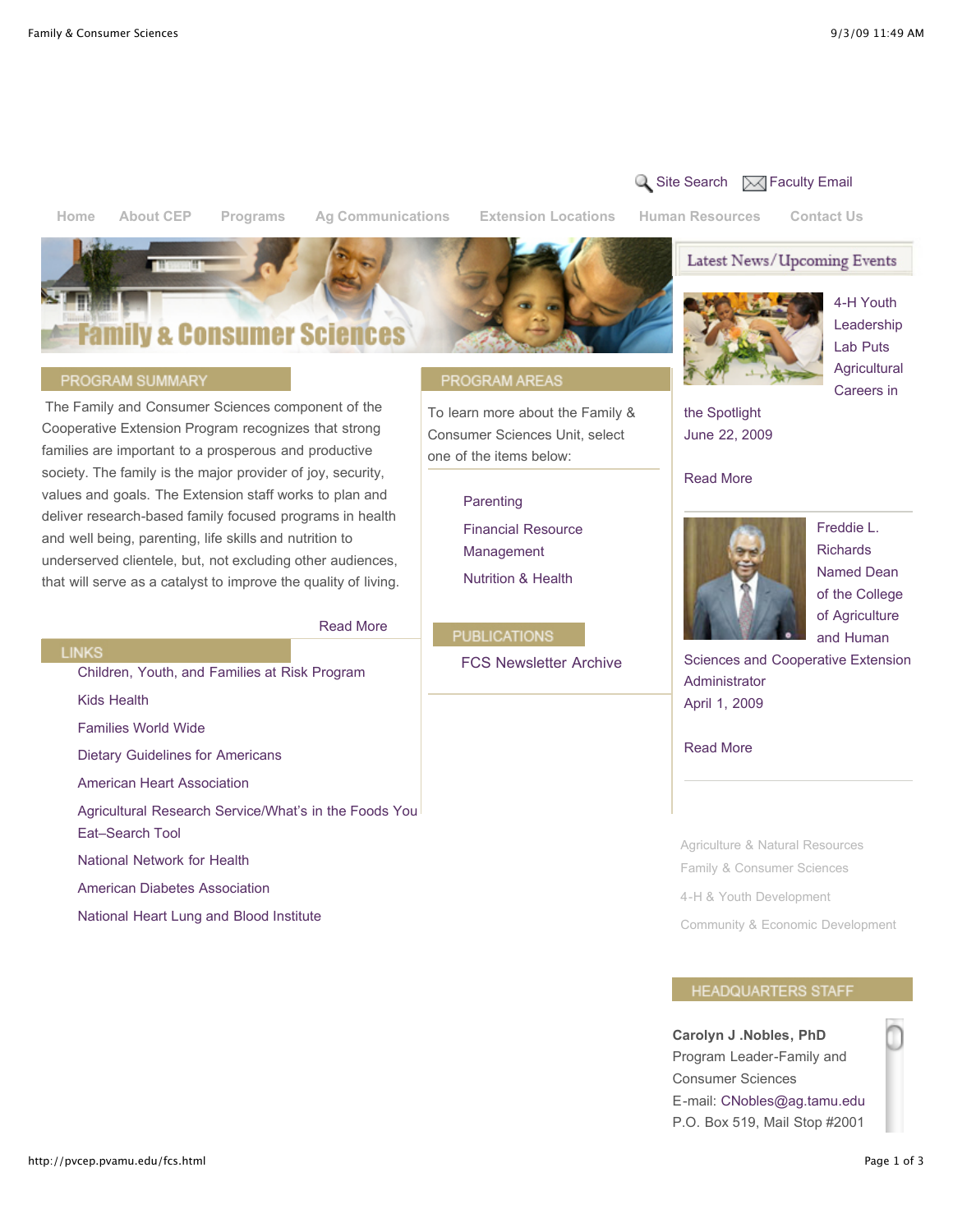Site Search Faculty Email

Home | About CEP | Programs | Ag Communications | Extension Locations | Human Resources | Contact Us

# Family & Consumer Sciences

## PROGRAM SUMMARY

The Family and Consumer Sciences component of the Cooperative Extension Program recognizes that strong families are important to a prosperous and productive society. The family is the major provider of joy, security, values and goals. The Extension staff works to plan and deliver research-based family focused programs in health and well being, parenting, life skills and nutrition to underserved clientele, but, not excluding other audiences, that will serve as a catalyst to improve the quality of living.

Read More

## LINKS

- Children, Youth, and Families at Risk Program
- Kids Health
- Families World Wide
- Dietary Guidelines for Americans
- American Heart Association
- Agricultural Research Service/What's in the Foods You Eat–Search Tool
- National Network for Health
- American Diabetes Association
- National Heart Lung and Blood Institute

## PROGRAM AREAS

To learn more about the Family & Consumer Sciences Unit, select one of the items below:

- Parenting
- Financial Resource Management
- Nutrition & Health

## PUBLICATIONS

FCS Newsletter Archive

## Latest News/Upcoming Events

4-H Youth Leadership Lab Puts Agricultural Careers in the Spotlight
June 22, 2009

Read More

Freddie L. Richards Named Dean of the College of Agriculture and Human Sciences and Cooperative Extension Administrator
April 1, 2009

Read More

- Agriculture & Natural Resources
- Family & Consumer Sciences
- 4-H & Youth Development
- Community & Economic Development

## HEADQUARTERS STAFF

**Carolyn J .Nobles, PhD**
Program Leader-Family and Consumer Sciences
E-mail: CNobles@ag.tamu.edu
P.O. Box 519, Mail Stop #2001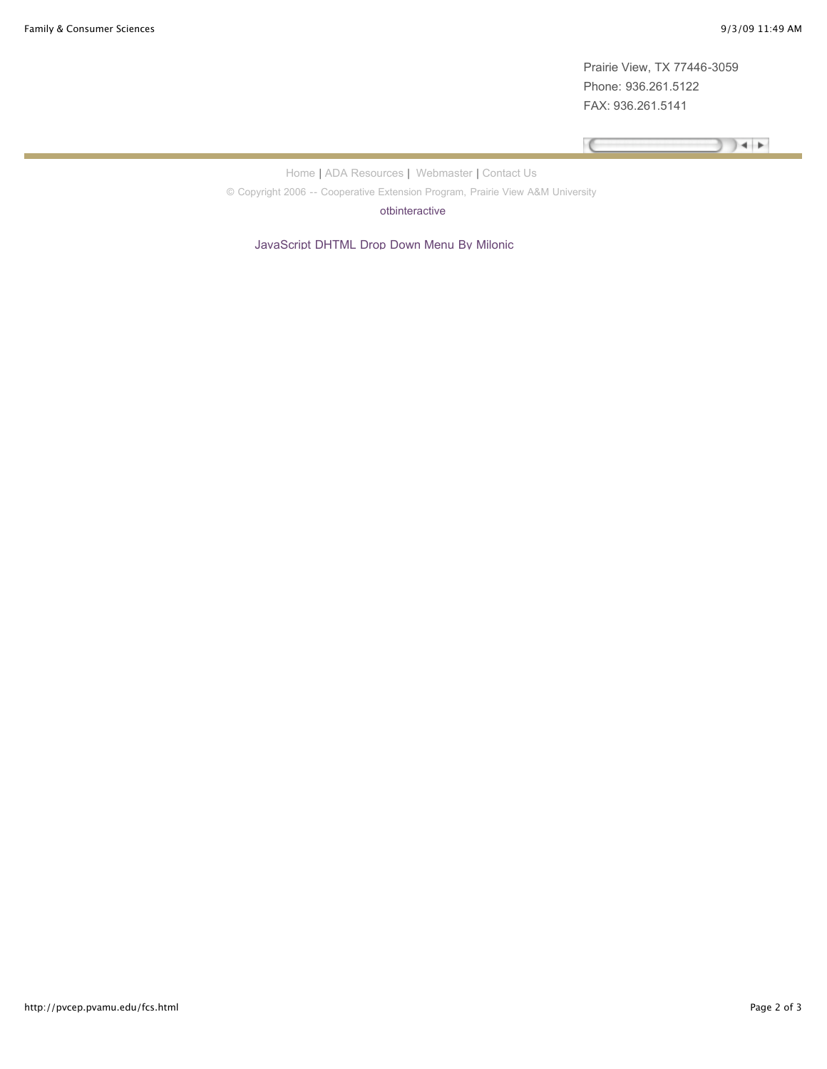Prairie View, TX 77446-3059
Phone: 936.261.5122
FAX: 936.261.5141

---

Home | ADA Resources | Webmaster | Contact Us

© Copyright 2006 -- Cooperative Extension Program, Prairie View A&M University

otbinteractive

JavaScript DHTML Drop Down Menu By Milonic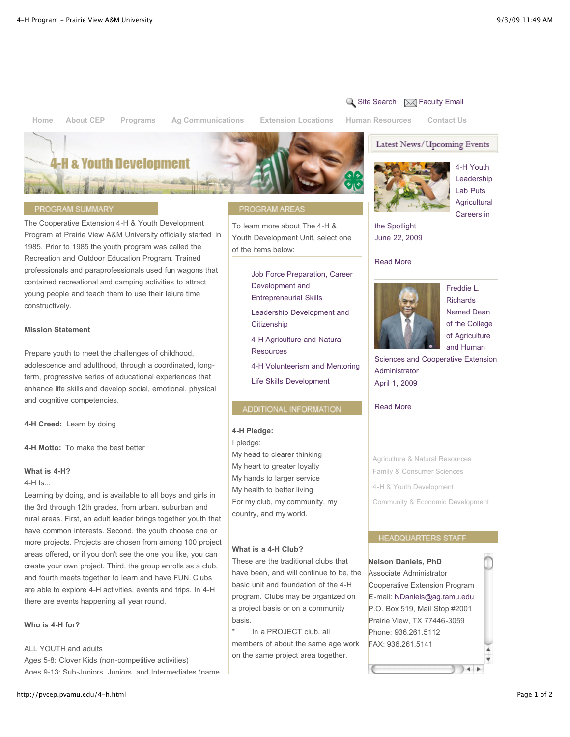Site Search | Faculty Email

Home | About CEP | Programs | Ag Communications | Extension Locations | Human Resources | Contact Us

# 4-H & Youth Development

## PROGRAM SUMMARY

The Cooperative Extension 4-H & Youth Development Program at Prairie View A&M University officially started in 1985. Prior to 1985 the youth program was called the Recreation and Outdoor Education Program. Trained professionals and paraprofessionals used fun wagons that contained recreational and camping activities to attract young people and teach them to use their leiure time constructively.

**Mission Statement**

Prepare youth to meet the challenges of childhood, adolescence and adulthood, through a coordinated, long-term, progressive series of educational experiences that enhance life skills and develop social, emotional, physical and cognitive competencies.

**4-H Creed:** Learn by doing

**4-H Motto:** To make the best better

**What is 4-H?**
4-H Is...

Learning by doing, and is available to all boys and girls in the 3rd through 12th grades, from urban, suburban and rural areas. First, an adult leader brings together youth that have common interests. Second, the youth choose one or more projects. Projects are chosen from among 100 project areas offered, or if you don't see the one you like, you can create your own project. Third, the group enrolls as a club, and fourth meets together to learn and have FUN. Clubs are able to explore 4-H activities, events and trips. In 4-H there are events happening all year round.

**Who is 4-H for?**

ALL YOUTH and adults
Ages 5-8: Clover Kids (non-competitive activities)
Ages 9-13: Sub-Juniors, Juniors, and Intermediates (name

## PROGRAM AREAS

To learn more about The 4-H & Youth Development Unit, select one of the items below:

- Job Force Preparation, Career Development and Entrepreneurial Skills
- Leadership Development and Citizenship
- 4-H Agriculture and Natural Resources
- 4-H Volunteerism and Mentoring
- Life Skills Development

## ADDITIONAL INFORMATION

**4-H Pledge:**
I pledge:
My head to clearer thinking
My heart to greater loyalty
My hands to larger service
My health to better living
For my club, my community, my country, and my world.

**What is a 4-H Club?**
These are the traditional clubs that have been, and will continue to be, the basic unit and foundation of the 4-H program. Clubs may be organized on a project basis or on a community basis.

* In a PROJECT club, all members of about the same age work on the same project area together.

## Latest News/Upcoming Events

4-H Youth Leadership Lab Puts Agricultural Careers in the Spotlight
June 22, 2009

Read More

Freddie L. Richards Named Dean of the College of Agriculture and Human Sciences and Cooperative Extension Administrator
April 1, 2009

Read More

Agriculture & Natural Resources
Family & Consumer Sciences
4-H & Youth Development
Community & Economic Development

## HEADQUARTERS STAFF

**Nelson Daniels, PhD**
Associate Administrator
Cooperative Extension Program
E-mail: NDaniels@ag.tamu.edu
P.O. Box 519, Mail Stop #2001
Prairie View, TX 77446-3059
Phone: 936.261.5112
FAX: 936.261.5141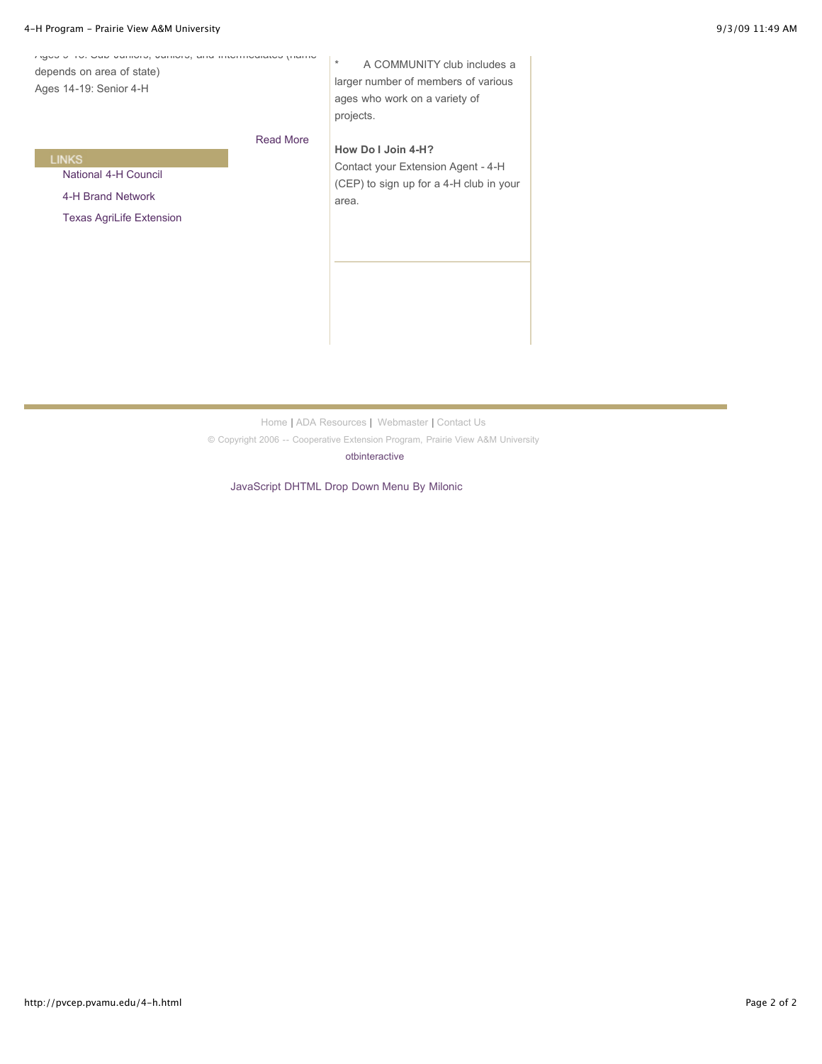Ages 9-13: Cub Juniors, Juniors, and Intermediates (name depends on area of state)
Ages 14-19: Senior 4-H

Read More

LINKS

National 4-H Council

4-H Brand Network

Texas AgriLife Extension

* A COMMUNITY club includes a larger number of members of various ages who work on a variety of projects.

**How Do I Join 4-H?**
Contact your Extension Agent - 4-H (CEP) to sign up for a 4-H club in your area.

Home | ADA Resources | Webmaster | Contact Us

© Copyright 2006 -- Cooperative Extension Program, Prairie View A&M University

otbinteractive

JavaScript DHTML Drop Down Menu By Milonic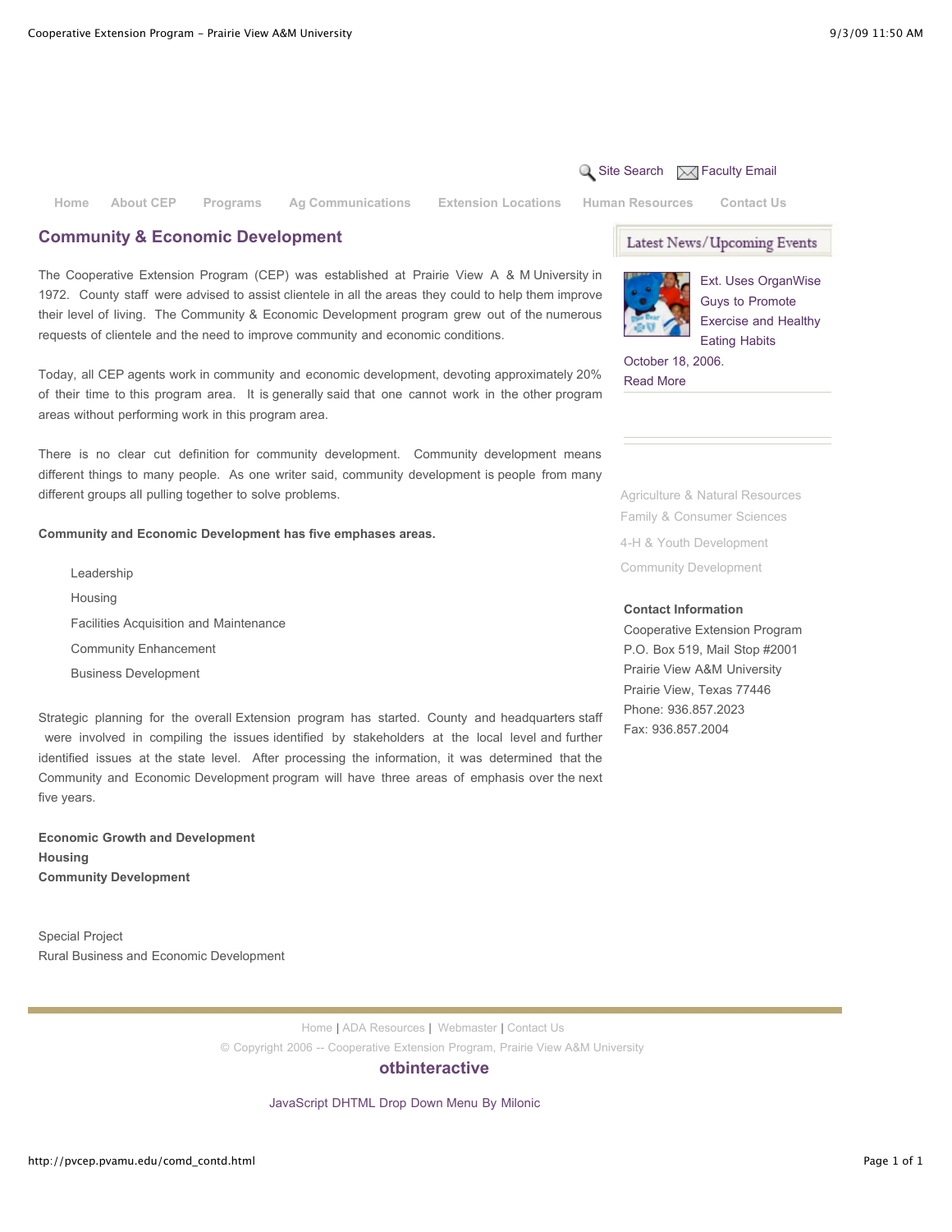Site Search | Faculty Email

Home | About CEP | Programs | Ag Communications | Extension Locations | Human Resources | Contact Us

## Community & Economic Development

The Cooperative Extension Program (CEP) was established at Prairie View A & M University in 1972. County staff were advised to assist clientele in all the areas they could to help them improve their level of living. The Community & Economic Development program grew out of the numerous requests of clientele and the need to improve community and economic conditions.

Today, all CEP agents work in community and economic development, devoting approximately 20% of their time to this program area. It is generally said that one cannot work in the other program areas without performing work in this program area.

There is no clear cut definition for community development. Community development means different things to many people. As one writer said, community development is people from many different groups all pulling together to solve problems.

**Community and Economic Development has five emphases areas.**

- Leadership
- Housing
- Facilities Acquisition and Maintenance
- Community Enhancement
- Business Development

Strategic planning for the overall Extension program has started. County and headquarters staff were involved in compiling the issues identified by stakeholders at the local level and further identified issues at the state level. After processing the information, it was determined that the Community and Economic Development program will have three areas of emphasis over the next five years.

**Economic Growth and Development**
**Housing**
**Community Development**

Special Project
Rural Business and Economic Development

### Latest News/Upcoming Events

Ext. Uses OrganWise Guys to Promote Exercise and Healthy Eating Habits
October 18, 2006.
Read More

Agriculture & Natural Resources
Family & Consumer Sciences
4-H & Youth Development
Community Development

**Contact Information**
Cooperative Extension Program
P.O. Box 519, Mail Stop #2001
Prairie View A&M University
Prairie View, Texas 77446
Phone: 936.857.2023
Fax: 936.857.2004

Home | ADA Resources | Webmaster | Contact Us
© Copyright 2006 -- Cooperative Extension Program, Prairie View A&M University
**otbinteractive**

JavaScript DHTML Drop Down Menu By Milonic